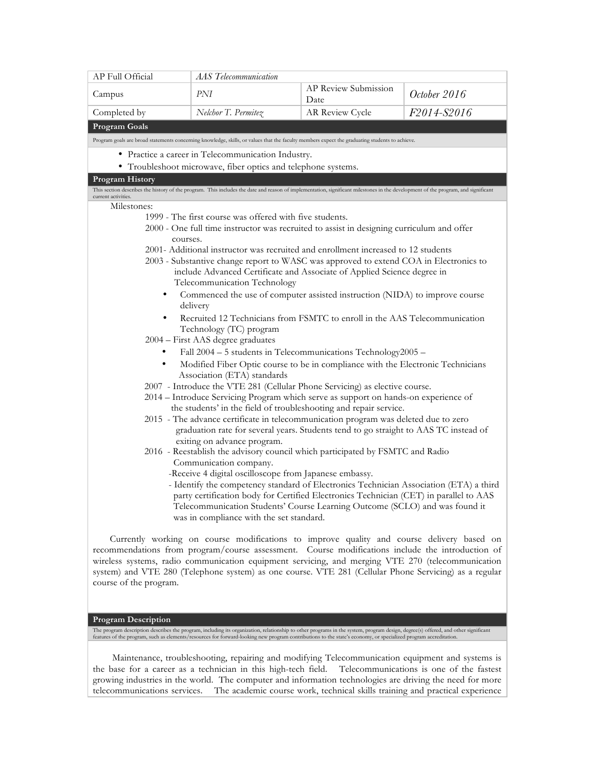| AP Full Official | *AAS Telecommunication* | | |
| --- | --- | --- | --- |
| Campus | *PNI* | AP Review Submission Date | *October 2016* |
| Completed by | *Nelchor T. Permitez* | AR Review Cycle | *F2014-S2016* |

## Program Goals

Program goals are broad statements concerning knowledge, skills, or values that the faculty members expect the graduating students to achieve.

- Practice a career in Telecommunication Industry.
- Troubleshoot microwave, fiber optics and telephone systems.

## Program History

This section describes the history of the program. This includes the date and reason of implementation, significant milestones in the development of the program, and significant current activities.

Milestones:

1999 - The first course was offered with five students.

2000 - One full time instructor was recruited to assist in designing curriculum and offer courses.

2001- Additional instructor was recruited and enrollment increased to 12 students

2003 - Substantive change report to WASC was approved to extend COA in Electronics to include Advanced Certificate and Associate of Applied Science degree in Telecommunication Technology

- Commenced the use of computer assisted instruction (NIDA) to improve course delivery
- Recruited 12 Technicians from FSMTC to enroll in the AAS Telecommunication Technology (TC) program

2004 – First AAS degree graduates

- Fall 2004 – 5 students in Telecommunications Technology2005 –
- Modified Fiber Optic course to be in compliance with the Electronic Technicians Association (ETA) standards

2007 - Introduce the VTE 281 (Cellular Phone Servicing) as elective course.

2014 – Introduce Servicing Program which serve as support on hands-on experience of the students' in the field of troubleshooting and repair service.

2015 - The advance certificate in telecommunication program was deleted due to zero graduation rate for several years. Students tend to go straight to AAS TC instead of exiting on advance program.

2016 - Reestablish the advisory council which participated by FSMTC and Radio Communication company.

-Receive 4 digital oscilloscope from Japanese embassy.

- Identify the competency standard of Electronics Technician Association (ETA) a third party certification body for Certified Electronics Technician (CET) in parallel to AAS Telecommunication Students' Course Learning Outcome (SCLO) and was found it was in compliance with the set standard.

Currently working on course modifications to improve quality and course delivery based on recommendations from program/course assessment. Course modifications include the introduction of wireless systems, radio communication equipment servicing, and merging VTE 270 (telecommunication system) and VTE 280 (Telephone system) as one course. VTE 281 (Cellular Phone Servicing) as a regular course of the program.

## Program Description

The program description describes the program, including its organization, relationship to other programs in the system, program design, degree(s) offered, and other significant features of the program, such as elements/resources for forward-looking new program contributions to the state's economy, or specialized program accreditation.

Maintenance, troubleshooting, repairing and modifying Telecommunication equipment and systems is the base for a career as a technician in this high-tech field. Telecommunications is one of the fastest growing industries in the world. The computer and information technologies are driving the need for more telecommunications services. The academic course work, technical skills training and practical experience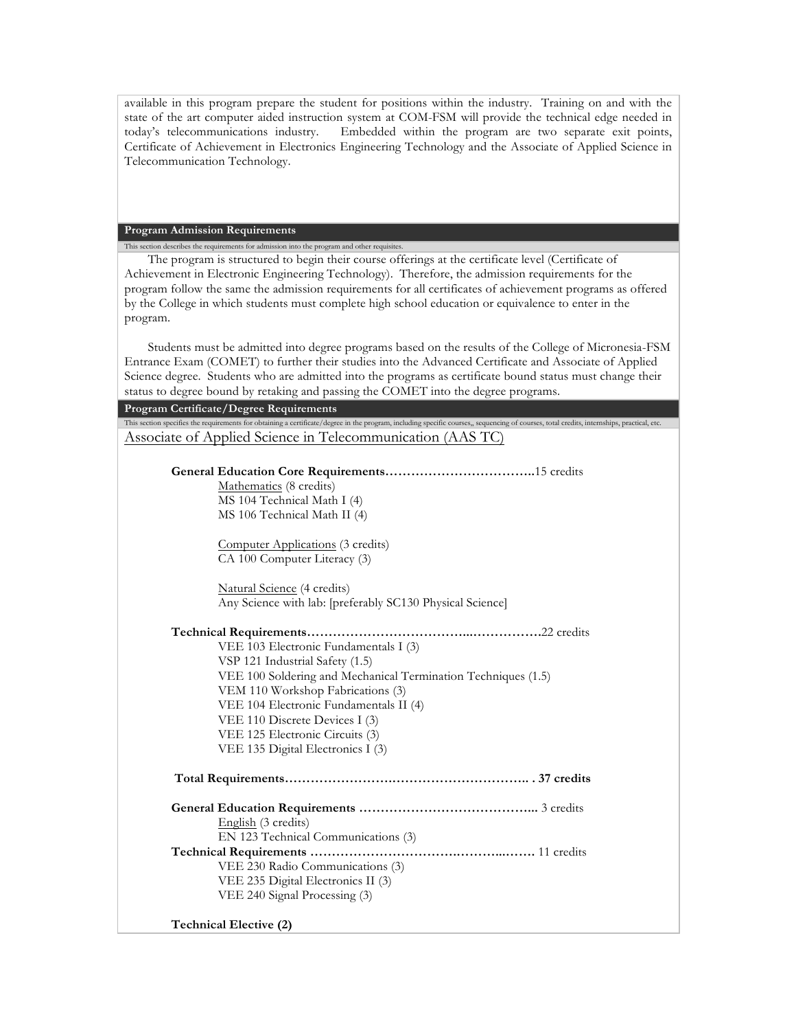available in this program prepare the student for positions within the industry. Training on and with the state of the art computer aided instruction system at COM-FSM will provide the technical edge needed in today's telecommunications industry. Embedded within the program are two separate exit points, Certificate of Achievement in Electronics Engineering Technology and the Associate of Applied Science in Telecommunication Technology.

## Program Admission Requirements

This section describes the requirements for admission into the program and other requisites.

The program is structured to begin their course offerings at the certificate level (Certificate of Achievement in Electronic Engineering Technology). Therefore, the admission requirements for the program follow the same the admission requirements for all certificates of achievement programs as offered by the College in which students must complete high school education or equivalence to enter in the program.

Students must be admitted into degree programs based on the results of the College of Micronesia-FSM Entrance Exam (COMET) to further their studies into the Advanced Certificate and Associate of Applied Science degree. Students who are admitted into the programs as certificate bound status must change their status to degree bound by retaking and passing the COMET into the degree programs.

## Program Certificate/Degree Requirements

This section specifies the requirements for obtaining a certificate/degree in the program, including specific courses,, sequencing of courses, total credits, internships, practical, etc.

### Associate of Applied Science in Telecommunication (AAS TC)

**General Education Core Requirements……………………………..**15 credits

Mathematics (8 credits)
MS 104 Technical Math I (4)
MS 106 Technical Math II (4)

Computer Applications (3 credits)
CA 100 Computer Literacy (3)

Natural Science (4 credits)
Any Science with lab: [preferably SC130 Physical Science]

**Technical Requirements……………………………….…………….**22 credits

VEE 103 Electronic Fundamentals I (3)
VSP 121 Industrial Safety (1.5)
VEE 100 Soldering and Mechanical Termination Techniques (1.5)
VEM 110 Workshop Fabrications (3)
VEE 104 Electronic Fundamentals II (4)
VEE 110 Discrete Devices I (3)
VEE 125 Electronic Circuits (3)
VEE 135 Digital Electronics I (3)

**Total Requirements………………….…………………………….. . 37 credits**

**General Education Requirements …………………………………...** 3 credits

English (3 credits)
EN 123 Technical Communications (3)

**Technical Requirements ……………………………….………..…….** 11 credits

VEE 230 Radio Communications (3)
VEE 235 Digital Electronics II (3)
VEE 240 Signal Processing (3)

**Technical Elective (2)**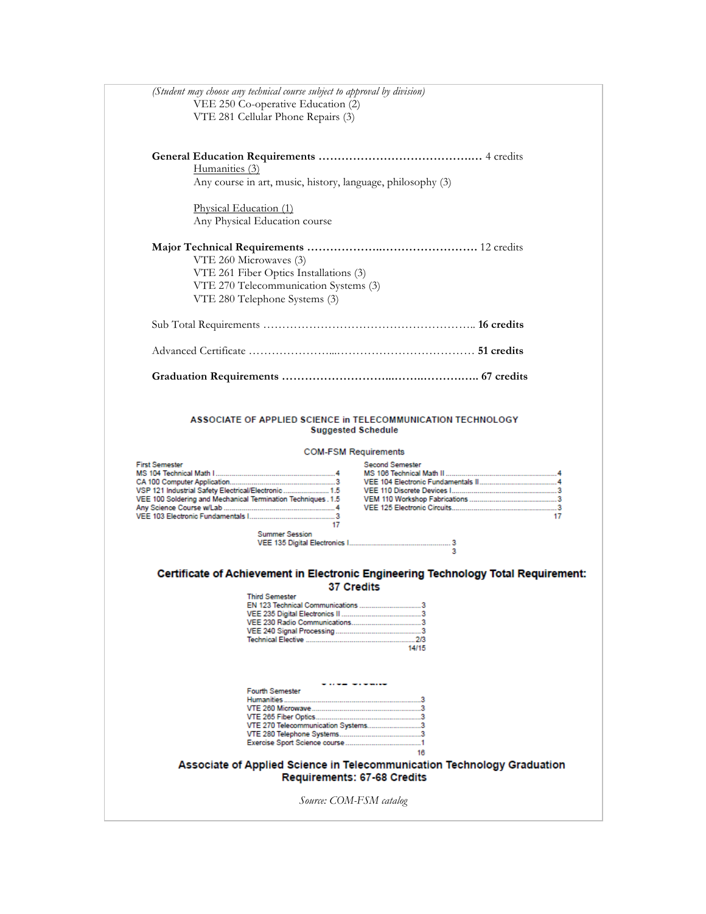*(Student may choose any technical course subject to approval by division)*

VEE 250 Co-operative Education (2)
VTE 281 Cellular Phone Repairs (3)

**General Education Requirements ……………………………………. 4 credits**

Humanities (3)
Any course in art, music, history, language, philosophy (3)

Physical Education (1)
Any Physical Education course

**Major Technical Requirements ……………………………………… 12 credits**

VTE 260 Microwaves (3)
VTE 261 Fiber Optics Installations (3)
VTE 270 Telecommunication Systems (3)
VTE 280 Telephone Systems (3)

Sub Total Requirements ……………………………………………….. **16 credits**

Advanced Certificate ………………………………………………… **51 credits**

**Graduation Requirements ………………………………………………. 67 credits**

**ASSOCIATE OF APPLIED SCIENCE in TELECOMMUNICATION TECHNOLOGY**
**Suggested Schedule**

COM-FSM Requirements

| First Semester | | Second Semester | |
|---|---|---|---|
| MS 104 Technical Math I | 4 | MS 106 Technical Math II | 4 |
| CA 100 Computer Application | 3 | VEE 104 Electronic Fundamentals II | 4 |
| VSP 121 Industrial Safety Electrical/Electronic | 1.5 | VEE 110 Discrete Devices I | 3 |
| VEE 100 Soldering and Mechanical Termination Techniques | 1.5 | VEM 110 Workshop Fabrications | 3 |
| Any Science Course w/Lab | 4 | VEE 125 Electronic Circuits | 3 |
| VEE 103 Electronic Fundamentals I | 3 | | |
| | 17 | | 17 |

Summer Session

| | |
|---|---|
| VEE 135 Digital Electronics I | 3 |
| | 3 |

**Certificate of Achievement in Electronic Engineering Technology Total Requirement: 37 Credits**

Third Semester

| | |
|---|---|
| EN 123 Technical Communications | 3 |
| VEE 235 Digital Electronics II | 3 |
| VEE 230 Radio Communications | 3 |
| VEE 240 Signal Processing | 3 |
| Technical Elective | 2/3 |
| | 14/15 |

Fourth Semester

| | |
|---|---|
| Humanities | 3 |
| VTE 260 Microwave | 3 |
| VTE 265 Fiber Optics | 3 |
| VTE 270 Telecommunication Systems | 3 |
| VTE 280 Telephone Systems | 3 |
| Exercise Sport Science course | 1 |
| | 16 |

**Associate of Applied Science in Telecommunication Technology Graduation Requirements: 67-68 Credits**

*Source: COM-FSM catalog*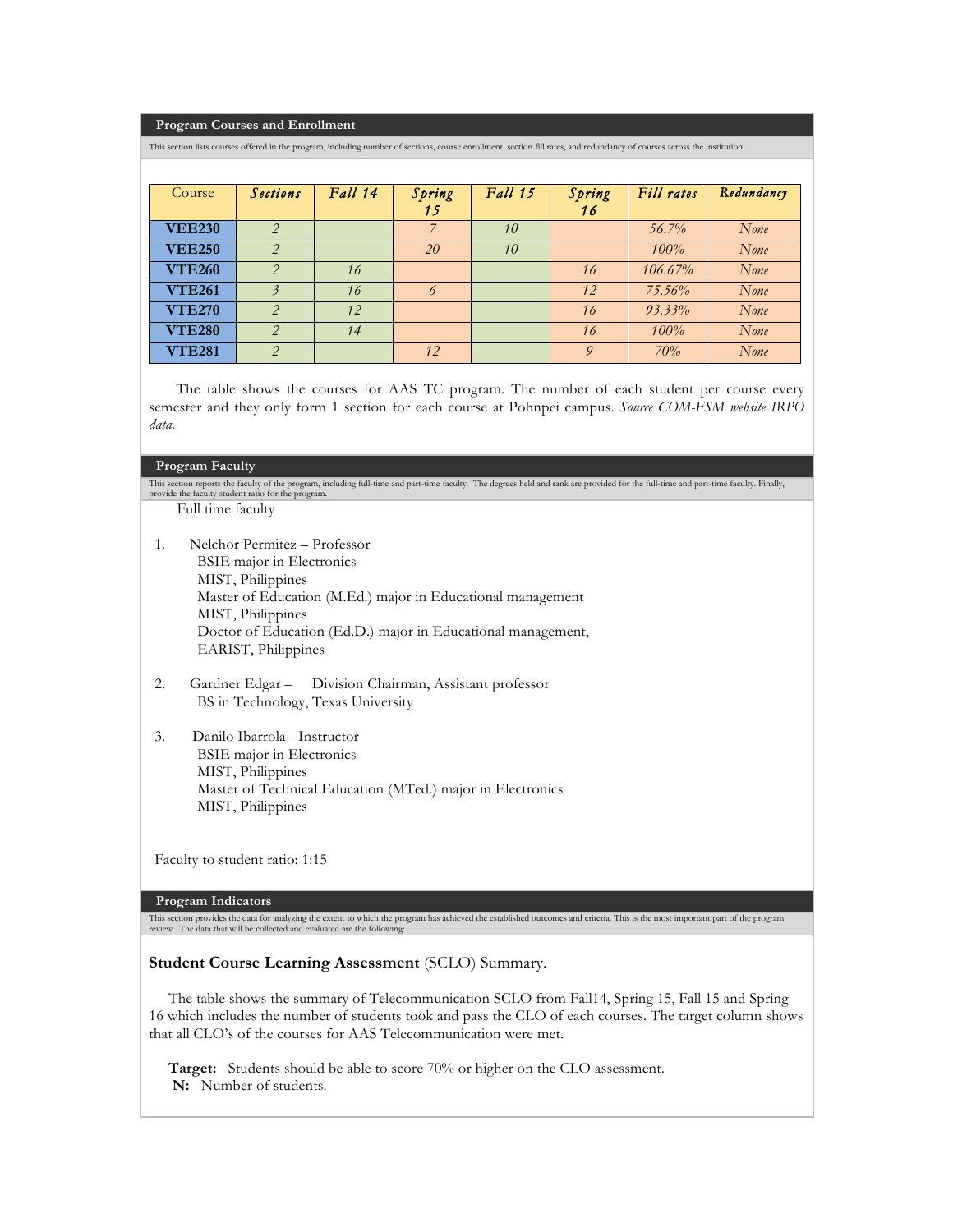## Program Courses and Enrollment

This section lists courses offered in the program, including number of sections, course enrollment, section fill rates, and redundancy of courses across the institution.

| Course | *Sections* | *Fall 14* | *Spring 15* | *Fall 15* | *Spring 16* | *Fill rates* | *Redundancy* |
|---|---|---|---|---|---|---|---|
| **VEE230** | *2* | | *7* | *10* | | *56.7%* | *None* |
| **VEE250** | *2* | | *20* | *10* | | *100%* | *None* |
| **VTE260** | *2* | *16* | | | *16* | *106.67%* | *None* |
| **VTE261** | *3* | *16* | *6* | | *12* | *75.56%* | *None* |
| **VTE270** | *2* | *12* | | | *16* | *93.33%* | *None* |
| **VTE280** | *2* | *14* | | | *16* | *100%* | *None* |
| **VTE281** | *2* | | *12* | | *9* | *70%* | *None* |

The table shows the courses for AAS TC program. The number of each student per course every semester and they only form 1 section for each course at Pohnpei campus. *Source COM-FSM website IRPO data.*

## Program Faculty

This section reports the faculty of the program, including full-time and part-time faculty. The degrees held and rank are provided for the full-time and part-time faculty. Finally, provide the faculty student ratio for the program.

Full time faculty

1. Nelchor Permitez – Professor
   BSIE major in Electronics
   MIST, Philippines
   Master of Education (M.Ed.) major in Educational management
   MIST, Philippines
   Doctor of Education (Ed.D.) major in Educational management,
   EARIST, Philippines

2. Gardner Edgar – Division Chairman, Assistant professor
   BS in Technology, Texas University

3. Danilo Ibarrola - Instructor
   BSIE major in Electronics
   MIST, Philippines
   Master of Technical Education (MTed.) major in Electronics
   MIST, Philippines

Faculty to student ratio: 1:15

## Program Indicators

This section provides the data for analyzing the extent to which the program has achieved the established outcomes and criteria. This is the most important part of the program review. The data that will be collected and evaluated are the following:

### **Student Course Learning Assessment** (SCLO) Summary.

The table shows the summary of Telecommunication SCLO from Fall14, Spring 15, Fall 15 and Spring 16 which includes the number of students took and pass the CLO of each courses. The target column shows that all CLO's of the courses for AAS Telecommunication were met.

**Target:** Students should be able to score 70% or higher on the CLO assessment.
**N:** Number of students.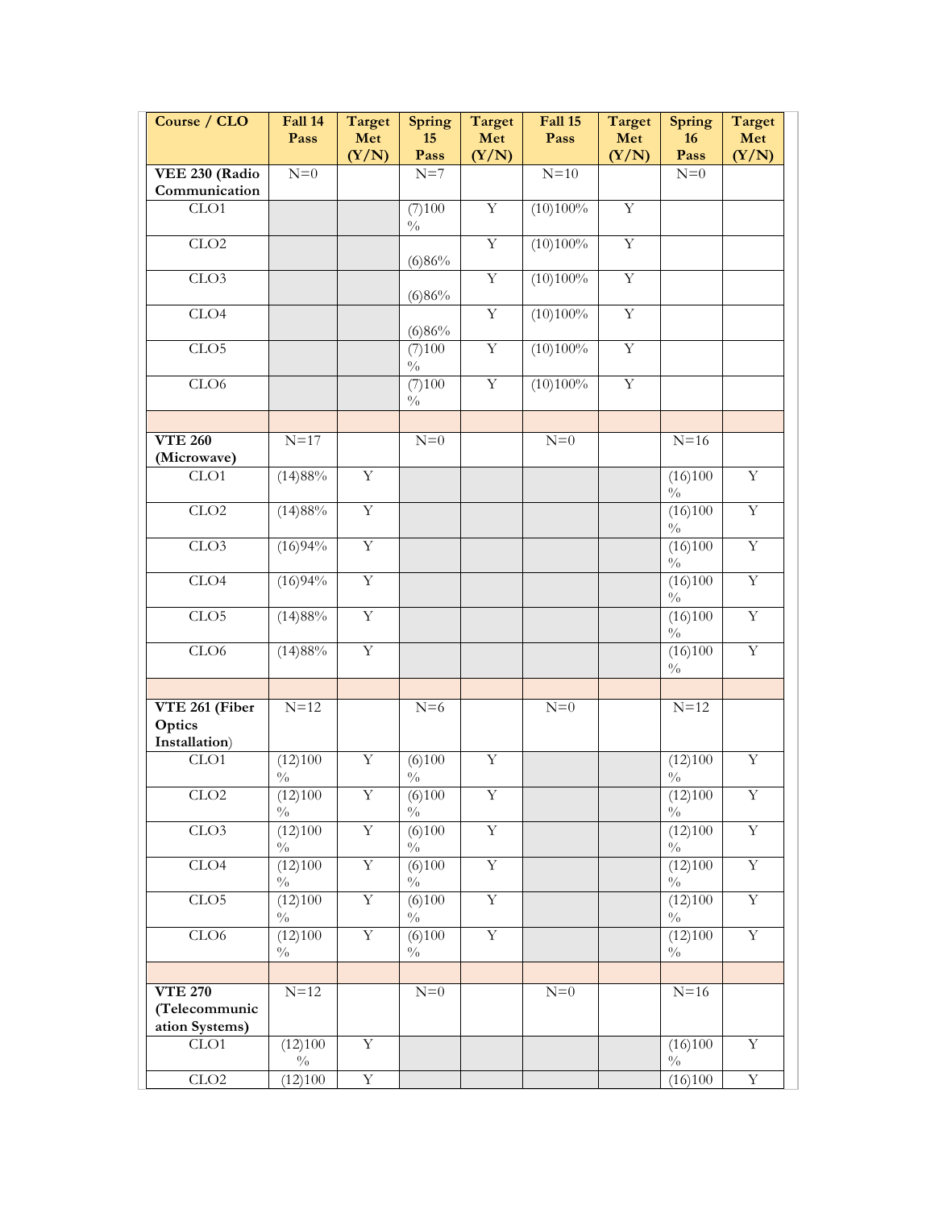| Course / CLO | Fall 14 Pass | Target Met (Y/N) | Spring 15 Pass | Target Met (Y/N) | Fall 15 Pass | Target Met (Y/N) | Spring 16 Pass | Target Met (Y/N) |
|---|---|---|---|---|---|---|---|---|
| **VEE 230 (Radio Communication** | N=0 | | N=7 | | N=10 | | N=0 | |
| CLO1 | | | (7)100% | Y | (10)100% | Y | | |
| CLO2 | | | (6)86% | Y | (10)100% | Y | | |
| CLO3 | | | (6)86% | Y | (10)100% | Y | | |
| CLO4 | | | (6)86% | Y | (10)100% | Y | | |
| CLO5 | | | (7)100% | Y | (10)100% | Y | | |
| CLO6 | | | (7)100% | Y | (10)100% | Y | | |
| | | | | | | | | |
| **VTE 260 (Microwave)** | N=17 | | N=0 | | N=0 | | N=16 | |
| CLO1 | (14)88% | Y | | | | | (16)100% | Y |
| CLO2 | (14)88% | Y | | | | | (16)100% | Y |
| CLO3 | (16)94% | Y | | | | | (16)100% | Y |
| CLO4 | (16)94% | Y | | | | | (16)100% | Y |
| CLO5 | (14)88% | Y | | | | | (16)100% | Y |
| CLO6 | (14)88% | Y | | | | | (16)100% | Y |
| | | | | | | | | |
| **VTE 261 (Fiber Optics Installation)** | N=12 | | N=6 | | N=0 | | N=12 | |
| CLO1 | (12)100% | Y | (6)100% | Y | | | (12)100% | Y |
| CLO2 | (12)100% | Y | (6)100% | Y | | | (12)100% | Y |
| CLO3 | (12)100% | Y | (6)100% | Y | | | (12)100% | Y |
| CLO4 | (12)100% | Y | (6)100% | Y | | | (12)100% | Y |
| CLO5 | (12)100% | Y | (6)100% | Y | | | (12)100% | Y |
| CLO6 | (12)100% | Y | (6)100% | Y | | | (12)100% | Y |
| | | | | | | | | |
| **VTE 270 (Telecommunication Systems)** | N=12 | | N=0 | | N=0 | | N=16 | |
| CLO1 | (12)100% | Y | | | | | (16)100% | Y |
| CLO2 | (12)100 | Y | | | | | (16)100 | Y |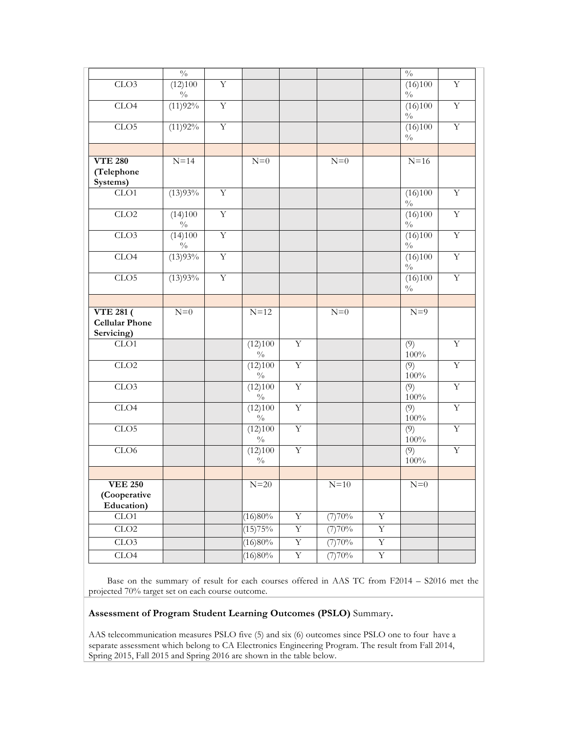| | % | | | | | | % | |
|---|---|---|---|---|---|---|---|---|
| CLO3 | (12)100 % | Y | | | | | (16)100 % | Y |
| CLO4 | (11)92% | Y | | | | | (16)100 % | Y |
| CLO5 | (11)92% | Y | | | | | (16)100 % | Y |
| | | | | | | | | |
| **VTE 280 (Telephone Systems)** | N=14 | | N=0 | | N=0 | | N=16 | |
| CLO1 | (13)93% | Y | | | | | (16)100 % | Y |
| CLO2 | (14)100 % | Y | | | | | (16)100 % | Y |
| CLO3 | (14)100 % | Y | | | | | (16)100 % | Y |
| CLO4 | (13)93% | Y | | | | | (16)100 % | Y |
| CLO5 | (13)93% | Y | | | | | (16)100 % | Y |
| | | | | | | | | |
| **VTE 281 ( Cellular Phone Servicing)** | N=0 | | N=12 | | N=0 | | N=9 | |
| CLO1 | | | (12)100 % | Y | | | (9) 100% | Y |
| CLO2 | | | (12)100 % | Y | | | (9) 100% | Y |
| CLO3 | | | (12)100 % | Y | | | (9) 100% | Y |
| CLO4 | | | (12)100 % | Y | | | (9) 100% | Y |
| CLO5 | | | (12)100 % | Y | | | (9) 100% | Y |
| CLO6 | | | (12)100 % | Y | | | (9) 100% | Y |
| | | | | | | | | |
| **VEE 250 (Cooperative Education)** | | | N=20 | | N=10 | | N=0 | |
| CLO1 | | | (16)80% | Y | (7)70% | Y | | |
| CLO2 | | | (15)75% | Y | (7)70% | Y | | |
| CLO3 | | | (16)80% | Y | (7)70% | Y | | |
| CLO4 | | | (16)80% | Y | (7)70% | Y | | |

Base on the summary of result for each courses offered in AAS TC from F2014 – S2016 met the projected 70% target set on each course outcome.

**Assessment of Program Student Learning Outcomes (PSLO)** Summary**.**

AAS telecommunication measures PSLO five (5) and six (6) outcomes since PSLO one to four have a separate assessment which belong to CA Electronics Engineering Program. The result from Fall 2014, Spring 2015, Fall 2015 and Spring 2016 are shown in the table below.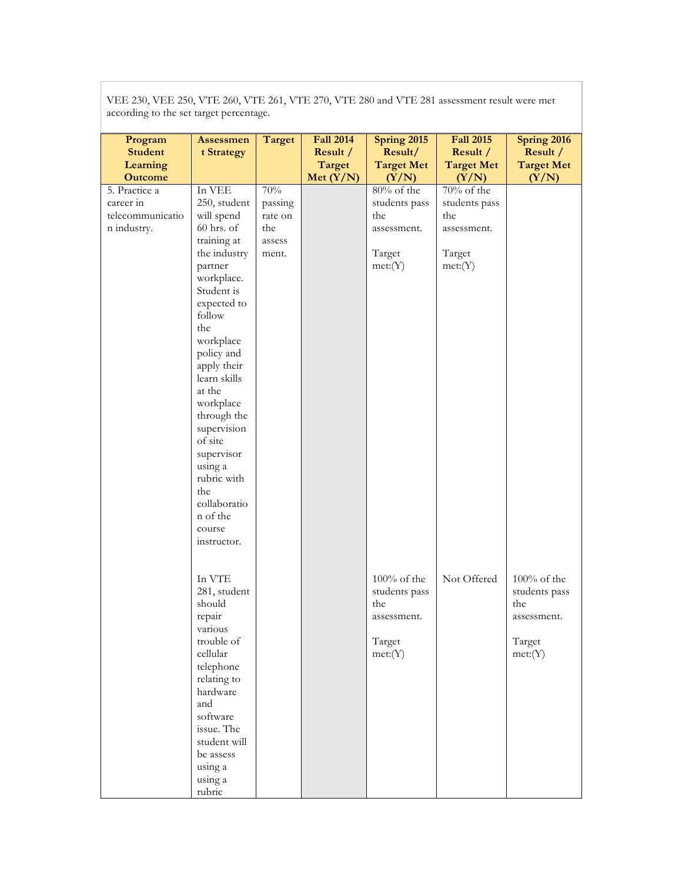VEE 230, VEE 250, VTE 260, VTE 261, VTE 270, VTE 280 and VTE 281 assessment result were met according to the set target percentage.

| Program Student Learning Outcome | Assessment Strategy | Target | Fall 2014 Result / Target Met (Y/N) | Spring 2015 Result/ Target Met (Y/N) | Fall 2015 Result / Target Met (Y/N) | Spring 2016 Result / Target Met (Y/N) |
|---|---|---|---|---|---|---|
| 5. Practice a career in telecommunication industry. | In VEE 250, student will spend 60 hrs. of training at the industry partner workplace. Student is expected to follow the workplace policy and apply their learn skills at the workplace through the supervision of site supervisor using a rubric with the collaboration of the course instructor. | 70% passing rate on the assessment. | | 80% of the students pass the assessment. Target met:(Y) | 70% of the students pass the assessment. Target met:(Y) | |
| | In VTE 281, student should repair various trouble of cellular telephone relating to hardware and software issue. The student will be assess using a using a rubric | | | 100% of the students pass the assessment. Target met:(Y) | Not Offered | 100% of the students pass the assessment. Target met:(Y) |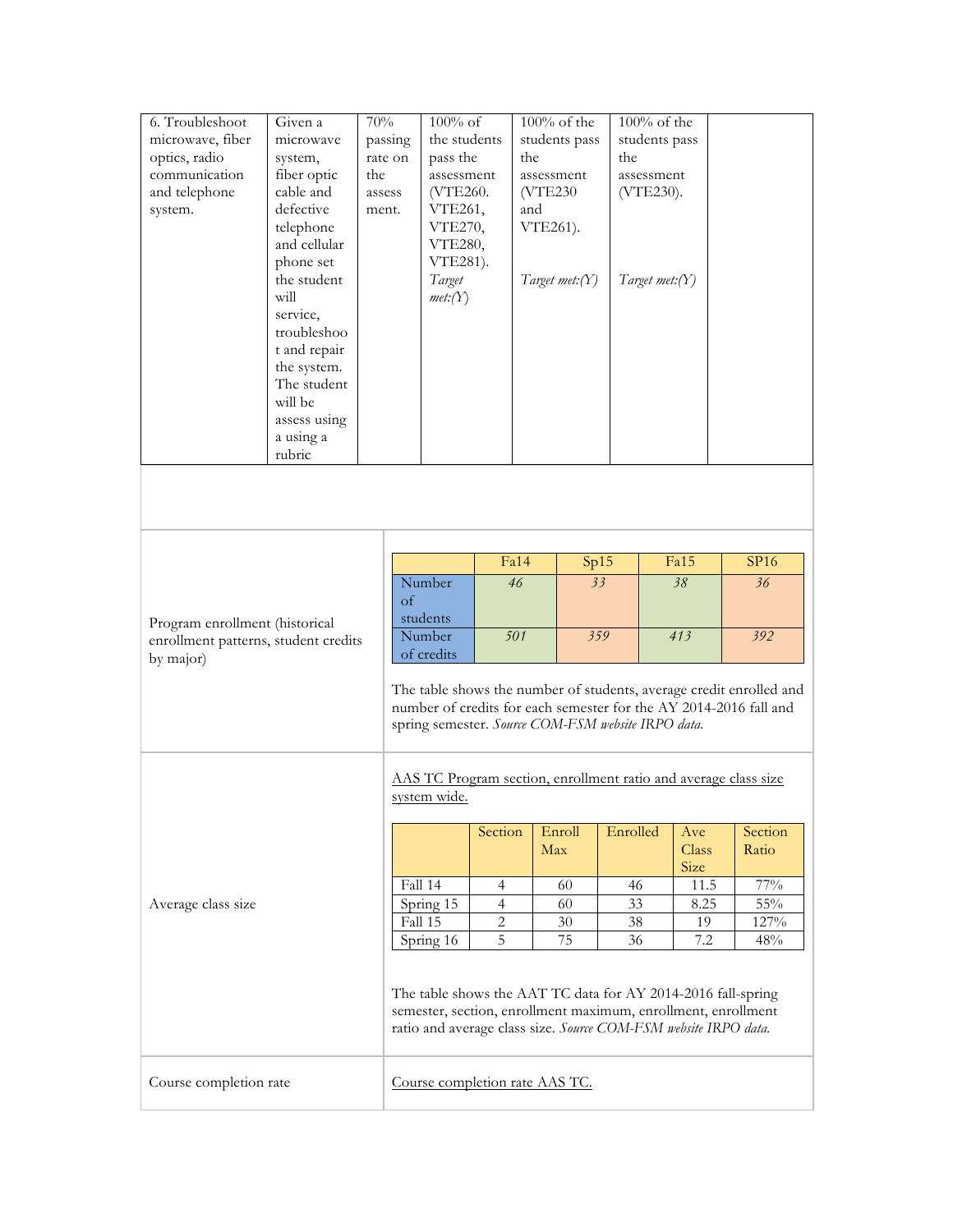| 6. Troubleshoot microwave, fiber optics, radio communication and telephone system. | Given a microwave system, fiber optic cable and defective telephone and cellular phone set the student will service, troubleshoot and repair the system. The student will be assess using a using a rubric | 70% passing rate on the assess ment. | 100% of the students pass the assessment (VTE260. VTE261, VTE270, VTE280, VTE281). *Target met:(Y)* | 100% of the students pass the assessment (VTE230 and VTE261). *Target met:(Y)* | 100% of the students pass the assessment (VTE230). *Target met:(Y)* | |
|---|---|---|---|---|---|---|

Program enrollment (historical enrollment patterns, student credits by major)

| | Fa14 | Sp15 | Fa15 | SP16 |
|---|---|---|---|---|
| Number of students | *46* | *33* | *38* | *36* |
| Number of credits | *501* | *359* | *413* | *392* |

The table shows the number of students, average credit enrolled and number of credits for each semester for the AY 2014-2016 fall and spring semester. *Source COM-FSM website IRPO data.*

Average class size

AAS TC Program section, enrollment ratio and average class size system wide.

| | Section | Enroll Max | Enrolled | Ave Class Size | Section Ratio |
|---|---|---|---|---|---|
| Fall 14 | 4 | 60 | 46 | 11.5 | 77% |
| Spring 15 | 4 | 60 | 33 | 8.25 | 55% |
| Fall 15 | 2 | 30 | 38 | 19 | 127% |
| Spring 16 | 5 | 75 | 36 | 7.2 | 48% |

The table shows the AAT TC data for AY 2014-2016 fall-spring semester, section, enrollment maximum, enrollment, enrollment ratio and average class size. *Source COM-FSM website IRPO data.*

Course completion rate

Course completion rate AAS TC.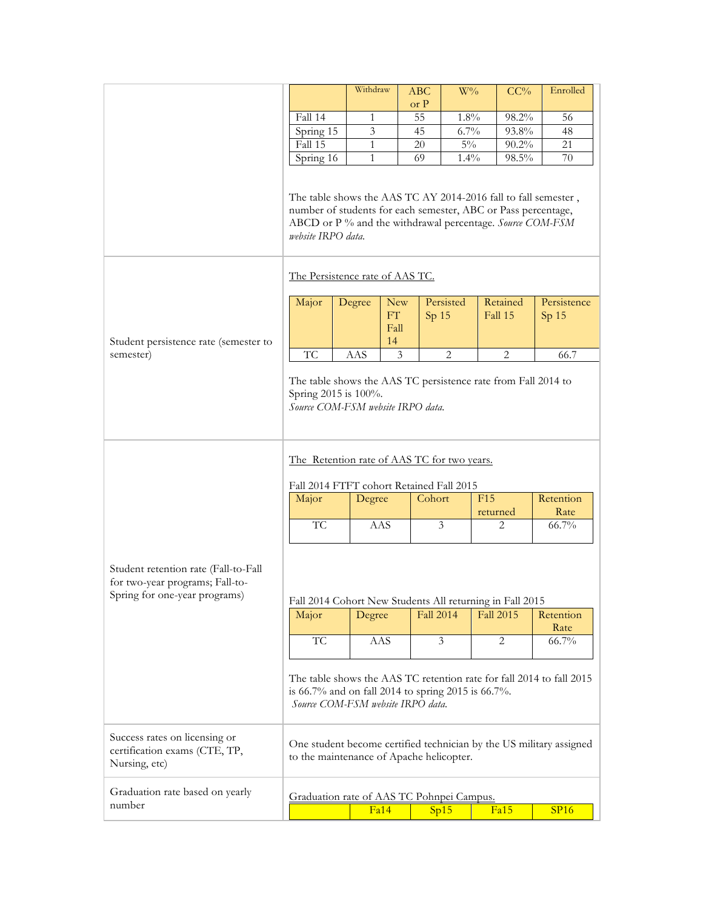| | |
|---|---|
| | <table><tr><th></th><th>Withdraw</th><th>ABC or P</th><th>W%</th><th>CC%</th><th>Enrolled</th></tr><tr><td>Fall 14</td><td>1</td><td>55</td><td>1.8%</td><td>98.2%</td><td>56</td></tr><tr><td>Spring 15</td><td>3</td><td>45</td><td>6.7%</td><td>93.8%</td><td>48</td></tr><tr><td>Fall 15</td><td>1</td><td>20</td><td>5%</td><td>90.2%</td><td>21</td></tr><tr><td>Spring 16</td><td>1</td><td>69</td><td>1.4%</td><td>98.5%</td><td>70</td></tr></table> The table shows the AAS TC AY 2014-2016 fall to fall semester , number of students for each semester, ABC or Pass percentage, ABCD or P % and the withdrawal percentage. *Source COM-FSM website IRPO data.* |
| Student persistence rate (semester to semester) | The Persistence rate of AAS TC. <table><tr><th>Major</th><th>Degree</th><th>New FT Fall 14</th><th>Persisted Sp 15</th><th>Retained Fall 15</th><th>Persistence Sp 15</th></tr><tr><td>TC</td><td>AAS</td><td>3</td><td>2</td><td>2</td><td>66.7</td></tr></table> The table shows the AAS TC persistence rate from Fall 2014 to Spring 2015 is 100%. *Source COM-FSM website IRPO data.* |
| Student retention rate (Fall-to-Fall for two-year programs; Fall-to-Spring for one-year programs) | The Retention rate of AAS TC for two years. Fall 2014 FTFT cohort Retained Fall 2015 <table><tr><th>Major</th><th>Degree</th><th>Cohort</th><th>F15 returned</th><th>Retention Rate</th></tr><tr><td>TC</td><td>AAS</td><td>3</td><td>2</td><td>66.7%</td></tr></table> Fall 2014 Cohort New Students All returning in Fall 2015 <table><tr><th>Major</th><th>Degree</th><th>Fall 2014</th><th>Fall 2015</th><th>Retention Rate</th></tr><tr><td>TC</td><td>AAS</td><td>3</td><td>2</td><td>66.7%</td></tr></table> The table shows the AAS TC retention rate for fall 2014 to fall 2015 is 66.7% and on fall 2014 to spring 2015 is 66.7%. *Source COM-FSM website IRPO data.* |
| Success rates on licensing or certification exams (CTE, TP, Nursing, etc) | One student become certified technician by the US military assigned to the maintenance of Apache helicopter. |
| Graduation rate based on yearly number | Graduation rate of AAS TC Pohnpei Campus. <table><tr><th></th><th>Fa14</th><th>Sp15</th><th>Fa15</th><th>SP16</th></tr></table> |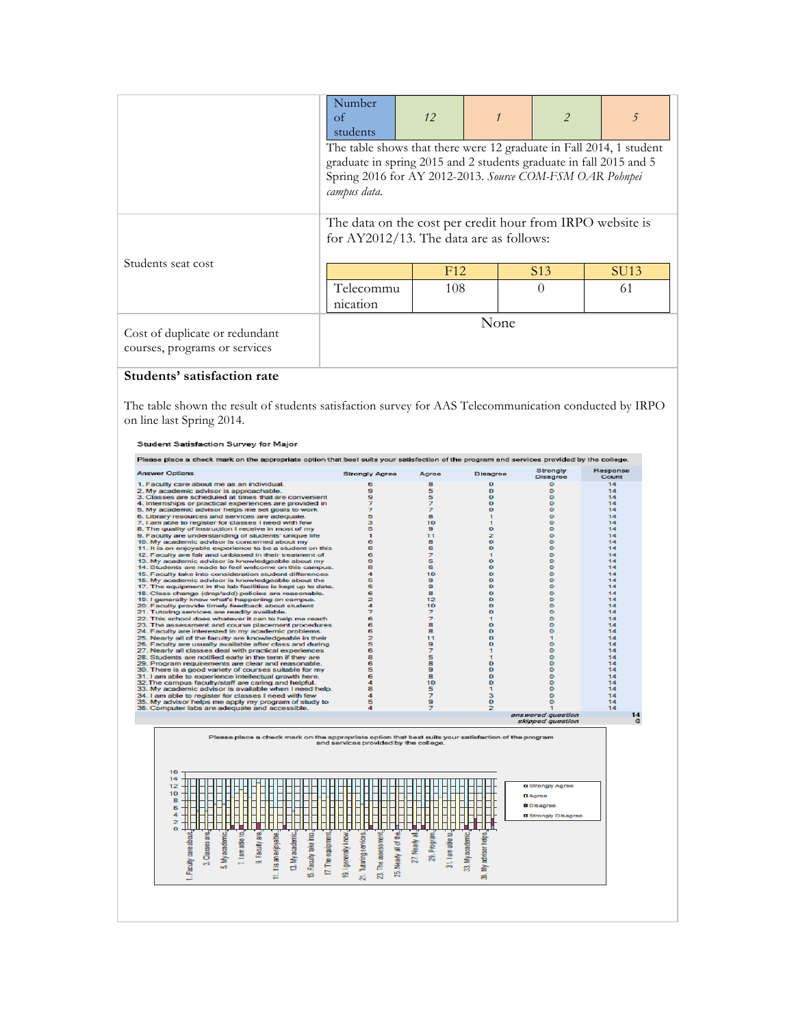| | | | | | |
|---|---|---|---|---|---|
| | Number of students | *12* | *1* | *2* | *5* |
| | The table shows that there were 12 graduate in Fall 2014, 1 student graduate in spring 2015 and 2 students graduate in fall 2015 and 5 Spring 2016 for AY 2012-2013. *Source COM-FSM OAR Pohnpei campus data.* | | | | |
| Students seat cost | The data on the cost per credit hour from IRPO website is for AY2012/13. The data are as follows: | | | | |
| | | F12 | S13 | SU13 | |
| | Telecommunication | 108 | 0 | 61 | |
| Cost of duplicate or redundant courses, programs or services | None | | | | |

**Students' satisfaction rate**

The table shown the result of students satisfaction survey for AAS Telecommunication conducted by IRPO on line last Spring 2014.

**Student Satisfaction Survey for Major**

Please place a check mark on the appropriate option that best suits your satisfaction of the program and services provided by the college.

| Answer Options | Strongly Agree | Agree | Disagree | Strongly Disagree | Response Count |
|---|---|---|---|---|---|
| 1. Faculty care about me as an individual. | 6 | 8 | 0 | 0 | 14 |
| 2. My academic advisor is approachable. | 9 | 5 | 0 | 0 | 14 |
| 3. Classes are scheduled at times that are convenient | 9 | 5 | 0 | 0 | 14 |
| 4. Internships or practical experiences are provided in | 7 | 7 | 0 | 0 | 14 |
| 5. My academic advisor helps me set goals to work | 7 | 7 | 0 | 0 | 14 |
| 6. Library resources and services are adequate. | 5 | 8 | 1 | 0 | 14 |
| 7. I am able to register for classes I need with few | 3 | 10 | 1 | 0 | 14 |
| 8. The quality of instruction I receive in most of my | 5 | 9 | 0 | 0 | 14 |
| 9. Faculty are understanding of students' unique life | 1 | 11 | 2 | 0 | 14 |
| 10. My academic advisor is concerned about my | 6 | 8 | 0 | 0 | 14 |
| 11. It is an enjoyable experience to be a student on this | 8 | 6 | 0 | 0 | 14 |
| 12. Faculty are fair and unbiased in their treatment of | 6 | 7 | 1 | 0 | 14 |
| 13. My academic advisor is knowledgeable about my | 9 | 5 | 0 | 0 | 14 |
| 14. Students are made to feel welcome on this campus. | 8 | 6 | 0 | 0 | 14 |
| 15. Faculty take into consideration student differences | 4 | 10 | 0 | 0 | 14 |
| 16. My academic advisor is knowledgeable about the | 5 | 9 | 0 | 0 | 14 |
| 17. The equipment in the lab facilities is kept up to date. | 5 | 9 | 0 | 0 | 14 |
| 18. Class change (drop/add) policies are reasonable. | 6 | 8 | 0 | 0 | 14 |
| 19. I generally know what's happening on campus. | 2 | 12 | 0 | 0 | 14 |
| 20. Faculty provide timely feedback about student | 4 | 10 | 0 | 0 | 14 |
| 21. Tutoring services are readily available. | 7 | 7 | 0 | 0 | 14 |
| 22. This school does whatever it can to help me reach | 6 | 7 | 1 | 0 | 14 |
| 23. The assessment and course placement procedures | 6 | 8 | 0 | 0 | 14 |
| 24. Faculty are interested in my academic problems. | 6 | 8 | 0 | 0 | 14 |
| 25. Nearly all of the faculty are knowledgeable in their | 2 | 11 | 0 | 1 | 14 |
| 26. Faculty are usually available after class and during | 5 | 9 | 0 | 0 | 14 |
| 27. Nearly all classes deal with practical experiences | 6 | 7 | 1 | 0 | 14 |
| 28. Students are notified early in the term if they are | 8 | 5 | 1 | 0 | 14 |
| 29. Program requirements are clear and reasonable. | 6 | 8 | 0 | 0 | 14 |
| 30. There is a good variety of courses suitable for my | 5 | 9 | 0 | 0 | 14 |
| 31. I am able to experience intellectual growth here. | 6 | 8 | 0 | 0 | 14 |
| 32. The campus faculty/staff are caring and helpful. | 4 | 10 | 0 | 0 | 14 |
| 33. My academic advisor is available when I need help. | 8 | 5 | 1 | 0 | 14 |
| 34. I am able to register for classes I need with few | 4 | 7 | 3 | 0 | 14 |
| 35. My advisor helps me apply my program of study to | 5 | 9 | 0 | 0 | 14 |
| 36. Computer labs are adequate and accessible. | 4 | 7 | 2 | 1 | 14 |
| | | | | *answered question* | 14 |
| | | | | *skipped question* | 0 |

Please place a check mark on the appropriate option that best suits your satisfaction of the program and services provided by the college.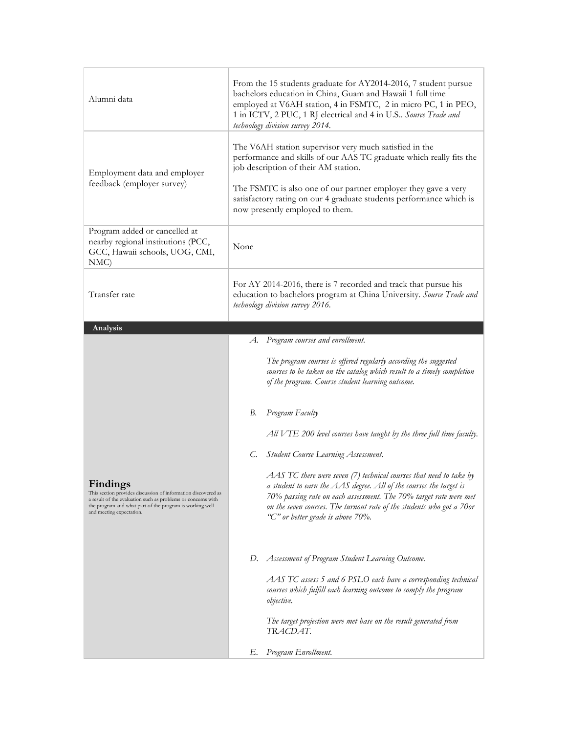| | |
|---|---|
| Alumni data | From the 15 students graduate for AY2014-2016, 7 student pursue bachelors education in China, Guam and Hawaii 1 full time employed at V6AH station, 4 in FSMTC, 2 in micro PC, 1 in PEO, 1 in ICTV, 2 PUC, 1 RJ electrical and 4 in U.S.. *Source Trade and technology division survey 2014.* |
| Employment data and employer feedback (employer survey) | The V6AH station supervisor very much satisfied in the performance and skills of our AAS TC graduate which really fits the job description of their AM station.<br><br>The FSMTC is also one of our partner employer they gave a very satisfactory rating on our 4 graduate students performance which is now presently employed to them. |
| Program added or cancelled at nearby regional institutions (PCC, GCC, Hawaii schools, UOG, CMI, NMC) | None |
| Transfer rate | For AY 2014-2016, there is 7 recorded and track that pursue his education to bachelors program at China University. *Source Trade and technology division survey 2016.* |

**Analysis**

| | |
|---|---|
| **Findings**<br>This section provides discussion of information discovered as a result of the evaluation such as problems or concerns with the program and what part of the program is working well and meeting expectation. | *A. Program courses and enrollment.*<br><br>*The program courses is offered regularly according the suggested courses to be taken on the catalog which result to a timely completion of the program. Course student learning outcome.*<br><br>*B. Program Faculty*<br><br>*All VTE 200 level courses have taught by the three full time faculty.*<br><br>*C. Student Course Learning Assessment.*<br><br>*AAS TC there were seven (7) technical courses that need to take by a student to earn the AAS degree. All of the courses the target is 70% passing rate on each assessment. The 70% target rate were met on the seven courses. The turnout rate of the students who got a 70or "C" or better grade is above 70%.*<br><br>*D. Assessment of Program Student Learning Outcome.*<br><br>*AAS TC assess 5 and 6 PSLO each have a corresponding technical courses which fulfill each learning outcome to comply the program objective.*<br><br>*The target projection were met base on the result generated from TRACDAT.*<br><br>*E. Program Enrollment.* |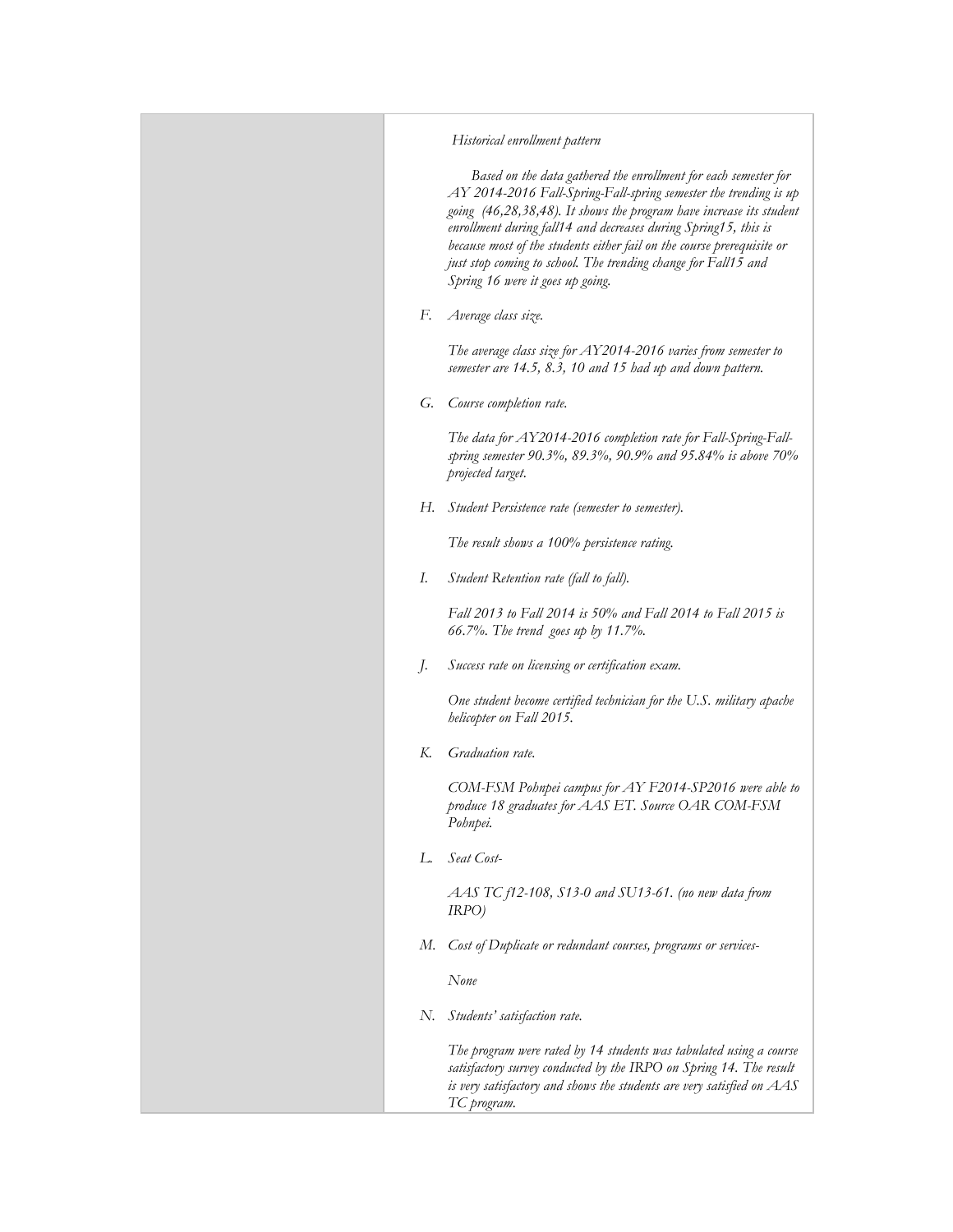*Historical enrollment pattern*

*Based on the data gathered the enrollment for each semester for AY 2014-2016 Fall-Spring-Fall-spring semester the trending is up going (46,28,38,48). It shows the program have increase its student enrollment during fall14 and decreases during Spring15, this is because most of the students either fail on the course prerequisite or just stop coming to school. The trending change for Fall15 and Spring 16 were it goes up going.*

F. *Average class size.*

*The average class size for AY2014-2016 varies from semester to semester are 14.5, 8.3, 10 and 15 had up and down pattern.*

G. *Course completion rate.*

*The data for AY2014-2016 completion rate for Fall-Spring-Fall-spring semester 90.3%, 89.3%, 90.9% and 95.84% is above 70% projected target.*

H. *Student Persistence rate (semester to semester).*

*The result shows a 100% persistence rating.*

I. *Student Retention rate (fall to fall).*

*Fall 2013 to Fall 2014 is 50% and Fall 2014 to Fall 2015 is 66.7%. The trend goes up by 11.7%.*

J. *Success rate on licensing or certification exam.*

*One student become certified technician for the U.S. military apache helicopter on Fall 2015.*

K. *Graduation rate.*

*COM-FSM Pohnpei campus for AY F2014-SP2016 were able to produce 18 graduates for AAS ET. Source OAR COM-FSM Pohnpei.*

L. *Seat Cost-*

*AAS TC f12-108, S13-0 and SU13-61. (no new data from IRPO)*

M. *Cost of Duplicate or redundant courses, programs or services-*

*None*

N. *Students' satisfaction rate.*

*The program were rated by 14 students was tabulated using a course satisfactory survey conducted by the IRPO on Spring 14. The result is very satisfactory and shows the students are very satisfied on AAS TC program.*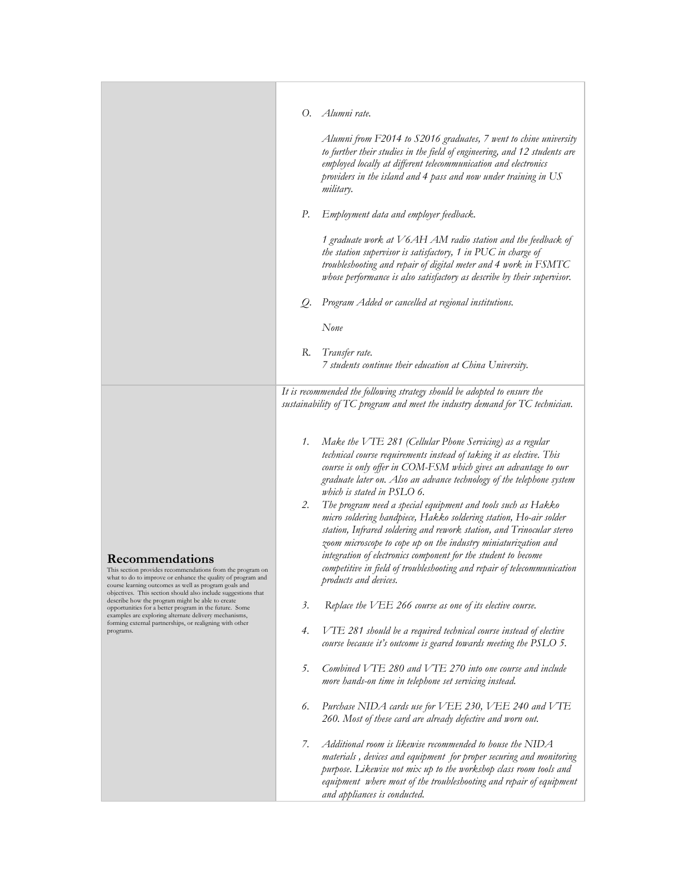|  |  |
|---|---|
|  | O. *Alumni rate.*<br><br>*Alumni from F2014 to S2016 graduates, 7 went to chine university to further their studies in the field of engineering, and 12 students are employed locally at different telecommunication and electronics providers in the island and 4 pass and now under training in US military.*<br><br>P. *Employment data and employer feedback.*<br><br>*1 graduate work at V6AH AM radio station and the feedback of the station supervisor is satisfactory, 1 in PUC in charge of troubleshooting and repair of digital meter and 4 work in FSMTC whose performance is also satisfactory as describe by their supervisor.*<br><br>Q. *Program Added or cancelled at regional institutions.*<br><br>*None*<br><br>R. *Transfer rate.*<br>*7 students continue their education at China University.* |
| **Recommendations**<br>This section provides recommendations from the program on what to do to improve or enhance the quality of program and course learning outcomes as well as program goals and objectives. This section should also include suggestions that describe how the program might be able to create opportunities for a better program in the future. Some examples are exploring alternate delivery mechanisms, forming external partnerships, or realigning with other programs. | *It is recommended the following strategy should be adopted to ensure the sustainability of TC program and meet the industry demand for TC technician.*<br><br>1. *Make the VTE 281 (Cellular Phone Servicing) as a regular technical course requirements instead of taking it as elective. This course is only offer in COM-FSM which gives an advantage to our graduate later on. Also an advance technology of the telephone system which is stated in PSLO 6.*<br>2. *The program need a special equipment and tools such as Hakko micro soldering handpiece, Hakko soldering station, Ho-air solder station, Infrared soldering and rework station, and Trinocular stereo zoom microscope to cope up on the industry miniaturization and integration of electronics component for the student to become competitive in field of troubleshooting and repair of telecommunication products and devices.*<br>3. *Replace the VEE 266 course as one of its elective course.*<br>4. *VTE 281 should be a required technical course instead of elective course because it's outcome is geared towards meeting the PSLO 5.*<br>5. *Combined VTE 280 and VTE 270 into one course and include more hands-on time in telephone set servicing instead.*<br>6. *Purchase NIDA cards use for VEE 230, VEE 240 and VTE 260. Most of these card are already defective and worn out.*<br>7. *Additional room is likewise recommended to house the NIDA materials , devices and equipment for proper securing and monitoring purpose. Likewise not mix up to the workshop class room tools and equipment where most of the troubleshooting and repair of equipment and appliances is conducted.* |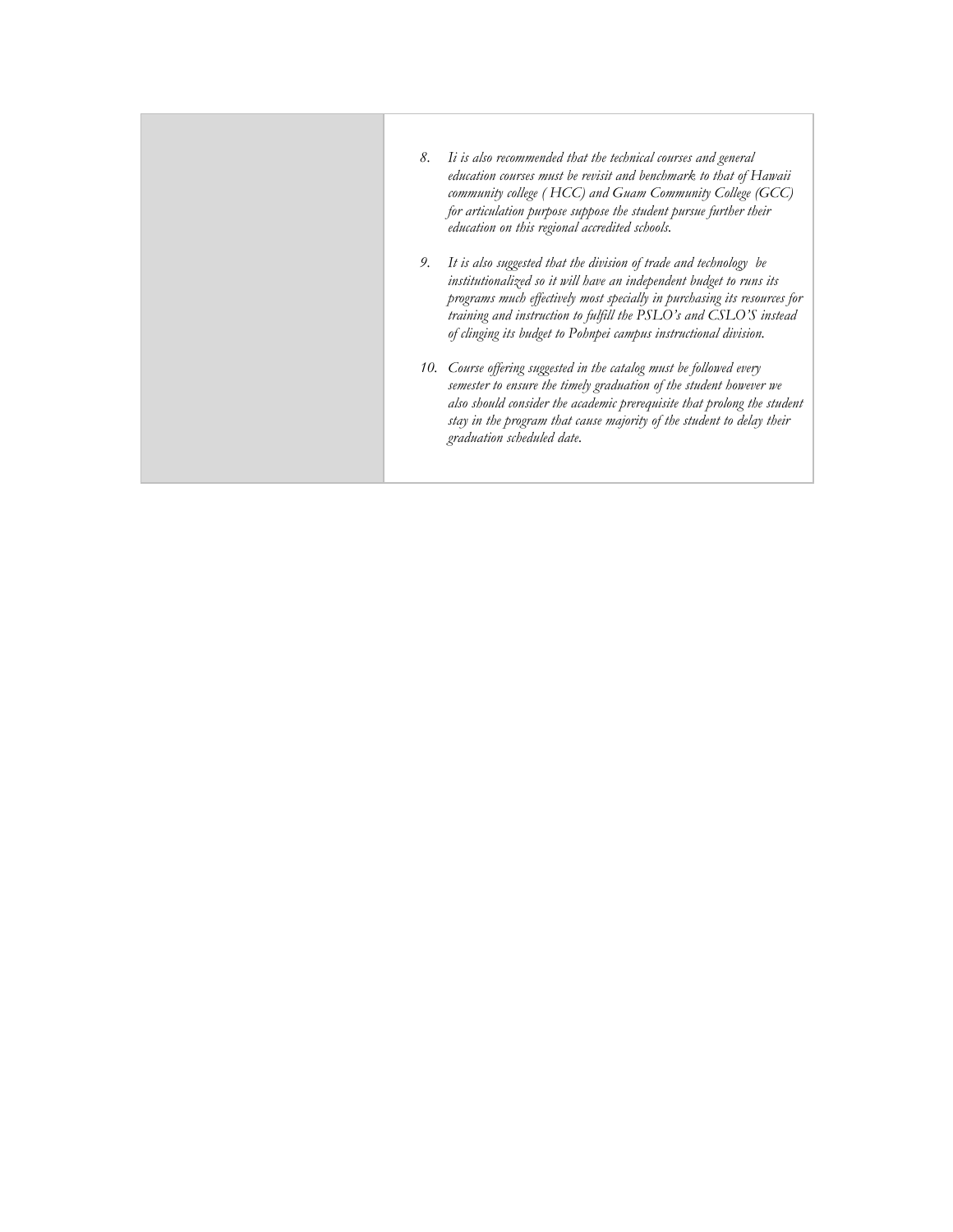| | |
|---|---|
| | 8. *Ii is also recommended that the technical courses and general education courses must be revisit and benchmark to that of Hawaii community college ( HCC) and Guam Community College (GCC) for articulation purpose suppose the student pursue further their education on this regional accredited schools.*<br><br>9. *It is also suggested that the division of trade and technology be institutionalized so it will have an independent budget to runs its programs much effectively most specially in purchasing its resources for training and instruction to fulfill the PSLO's and CSLO'S instead of clinging its budget to Pohnpei campus instructional division.*<br><br>10. *Course offering suggested in the catalog must be followed every semester to ensure the timely graduation of the student however we also should consider the academic prerequisite that prolong the student stay in the program that cause majority of the student to delay their graduation scheduled date.* |